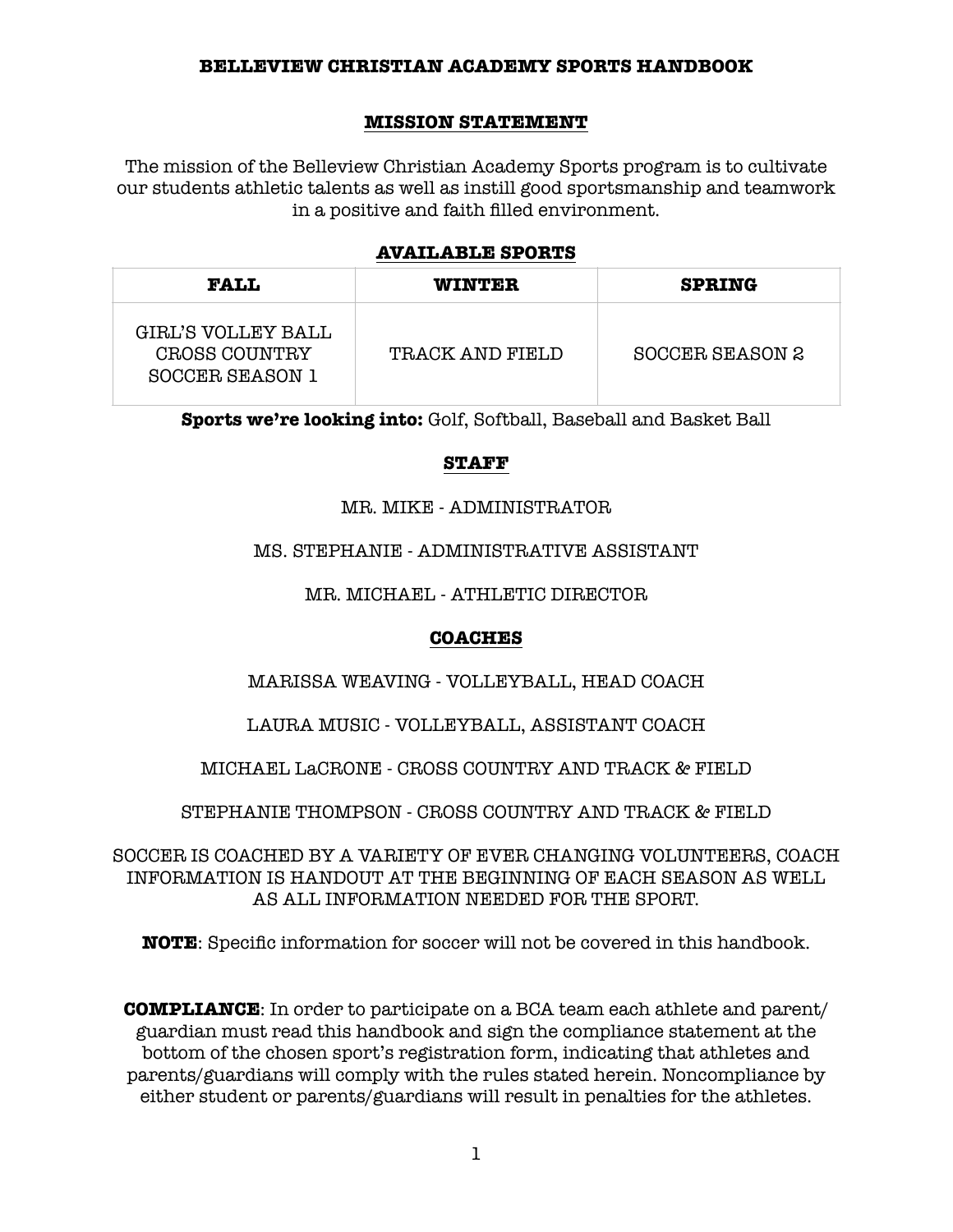# BELLEVIEW CHRISTIAN ACADEMY SPORTS HANDBOOK

## MISSION STATEMENT

The mission of the Belleview Christian Academy Sports program is to cultivate our students athletic talents as well as instill good sportsmanship and teamwork in a positive and faith filled environment.

## AVAILABLE SPORTS

| FALL | WINTER | SPRING |
|---|---|---|
| GIRL'S VOLLEY BALL<br>CROSS COUNTRY<br>SOCCER SEASON 1 | TRACK AND FIELD | SOCCER SEASON 2 |

**Sports we're looking into:** Golf, Softball, Baseball and Basket Ball

## STAFF

MR. MIKE - ADMINISTRATOR

MS. STEPHANIE - ADMINISTRATIVE ASSISTANT

MR. MICHAEL - ATHLETIC DIRECTOR

## COACHES

MARISSA WEAVING - VOLLEYBALL, HEAD COACH

LAURA MUSIC - VOLLEYBALL, ASSISTANT COACH

MICHAEL LaCRONE - CROSS COUNTRY AND TRACK & FIELD

STEPHANIE THOMPSON - CROSS COUNTRY AND TRACK & FIELD

SOCCER IS COACHED BY A VARIETY OF EVER CHANGING VOLUNTEERS, COACH INFORMATION IS HANDOUT AT THE BEGINNING OF EACH SEASON AS WELL AS ALL INFORMATION NEEDED FOR THE SPORT.

**NOTE**: Specific information for soccer will not be covered in this handbook.

**COMPLIANCE**: In order to participate on a BCA team each athlete and parent/guardian must read this handbook and sign the compliance statement at the bottom of the chosen sport's registration form, indicating that athletes and parents/guardians will comply with the rules stated herein. Noncompliance by either student or parents/guardians will result in penalties for the athletes.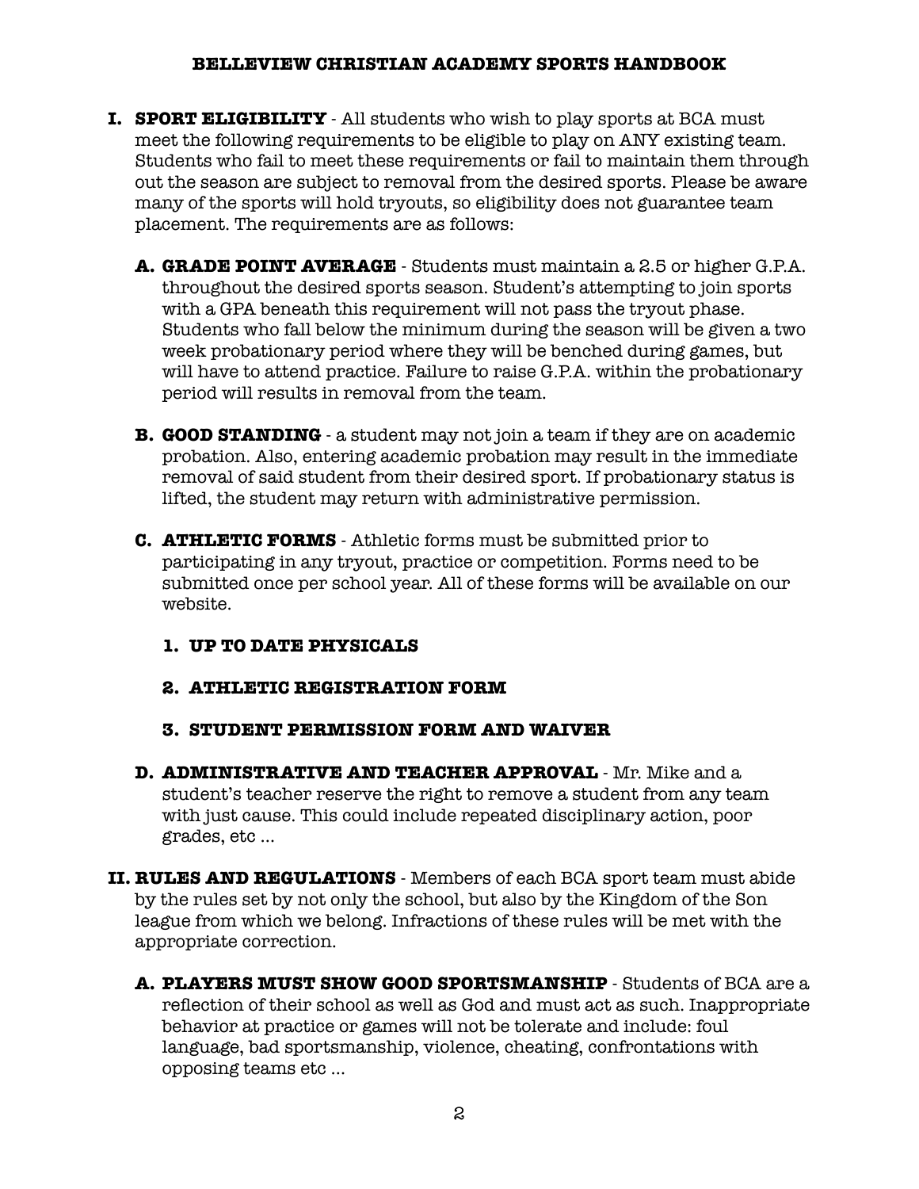# BELLEVIEW CHRISTIAN ACADEMY SPORTS HANDBOOK

**I. SPORT ELIGIBILITY** - All students who wish to play sports at BCA must meet the following requirements to be eligible to play on ANY existing team. Students who fail to meet these requirements or fail to maintain them through out the season are subject to removal from the desired sports. Please be aware many of the sports will hold tryouts, so eligibility does not guarantee team placement. The requirements are as follows:

- **A. GRADE POINT AVERAGE** - Students must maintain a 2.5 or higher G.P.A. throughout the desired sports season. Student's attempting to join sports with a GPA beneath this requirement will not pass the tryout phase. Students who fall below the minimum during the season will be given a two week probationary period where they will be benched during games, but will have to attend practice. Failure to raise G.P.A. within the probationary period will results in removal from the team.

- **B. GOOD STANDING** - a student may not join a team if they are on academic probation. Also, entering academic probation may result in the immediate removal of said student from their desired sport. If probationary status is lifted, the student may return with administrative permission.

- **C. ATHLETIC FORMS** - Athletic forms must be submitted prior to participating in any tryout, practice or competition. Forms need to be submitted once per school year. All of these forms will be available on our website.

  1. **UP TO DATE PHYSICALS**
  2. **ATHLETIC REGISTRATION FORM**
  3. **STUDENT PERMISSION FORM AND WAIVER**

- **D. ADMINISTRATIVE AND TEACHER APPROVAL** - Mr. Mike and a student's teacher reserve the right to remove a student from any team with just cause. This could include repeated disciplinary action, poor grades, etc ...

**II. RULES AND REGULATIONS** - Members of each BCA sport team must abide by the rules set by not only the school, but also by the Kingdom of the Son league from which we belong. Infractions of these rules will be met with the appropriate correction.

- **A. PLAYERS MUST SHOW GOOD SPORTSMANSHIP** - Students of BCA are a reflection of their school as well as God and must act as such. Inappropriate behavior at practice or games will not be tolerate and include: foul language, bad sportsmanship, violence, cheating, confrontations with opposing teams etc ...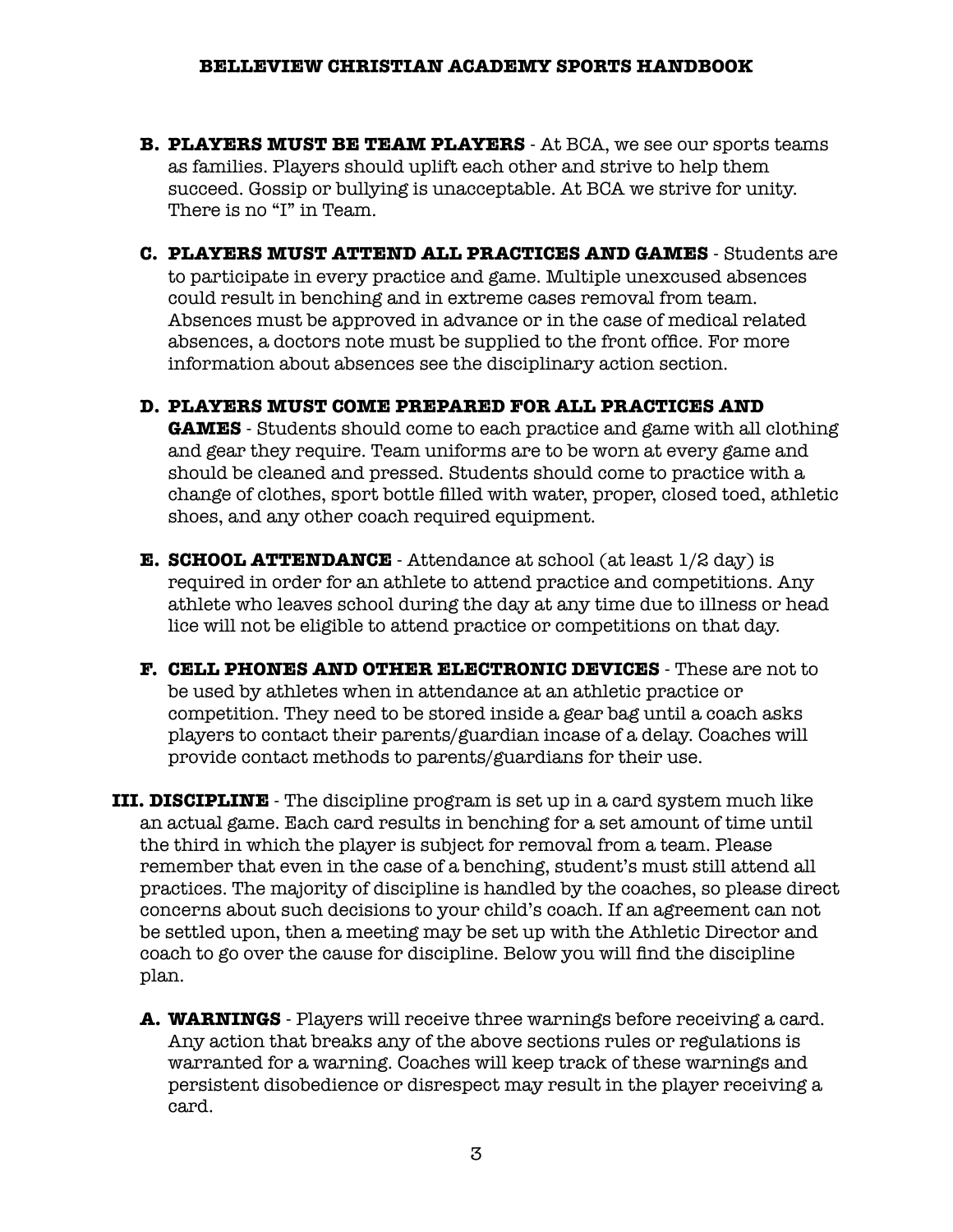**B. PLAYERS MUST BE TEAM PLAYERS** - At BCA, we see our sports teams as families. Players should uplift each other and strive to help them succeed. Gossip or bullying is unacceptable. At BCA we strive for unity. There is no "I" in Team.

**C. PLAYERS MUST ATTEND ALL PRACTICES AND GAMES** - Students are to participate in every practice and game. Multiple unexcused absences could result in benching and in extreme cases removal from team. Absences must be approved in advance or in the case of medical related absences, a doctors note must be supplied to the front office. For more information about absences see the disciplinary action section.

**D. PLAYERS MUST COME PREPARED FOR ALL PRACTICES AND GAMES** - Students should come to each practice and game with all clothing and gear they require. Team uniforms are to be worn at every game and should be cleaned and pressed. Students should come to practice with a change of clothes, sport bottle filled with water, proper, closed toed, athletic shoes, and any other coach required equipment.

**E. SCHOOL ATTENDANCE** - Attendance at school (at least 1/2 day) is required in order for an athlete to attend practice and competitions. Any athlete who leaves school during the day at any time due to illness or head lice will not be eligible to attend practice or competitions on that day.

**F. CELL PHONES AND OTHER ELECTRONIC DEVICES** - These are not to be used by athletes when in attendance at an athletic practice or competition. They need to be stored inside a gear bag until a coach asks players to contact their parents/guardian incase of a delay. Coaches will provide contact methods to parents/guardians for their use.

**III. DISCIPLINE** - The discipline program is set up in a card system much like an actual game. Each card results in benching for a set amount of time until the third in which the player is subject for removal from a team. Please remember that even in the case of a benching, student's must still attend all practices. The majority of discipline is handled by the coaches, so please direct concerns about such decisions to your child's coach. If an agreement can not be settled upon, then a meeting may be set up with the Athletic Director and coach to go over the cause for discipline. Below you will find the discipline plan.

**A. WARNINGS** - Players will receive three warnings before receiving a card. Any action that breaks any of the above sections rules or regulations is warranted for a warning. Coaches will keep track of these warnings and persistent disobedience or disrespect may result in the player receiving a card.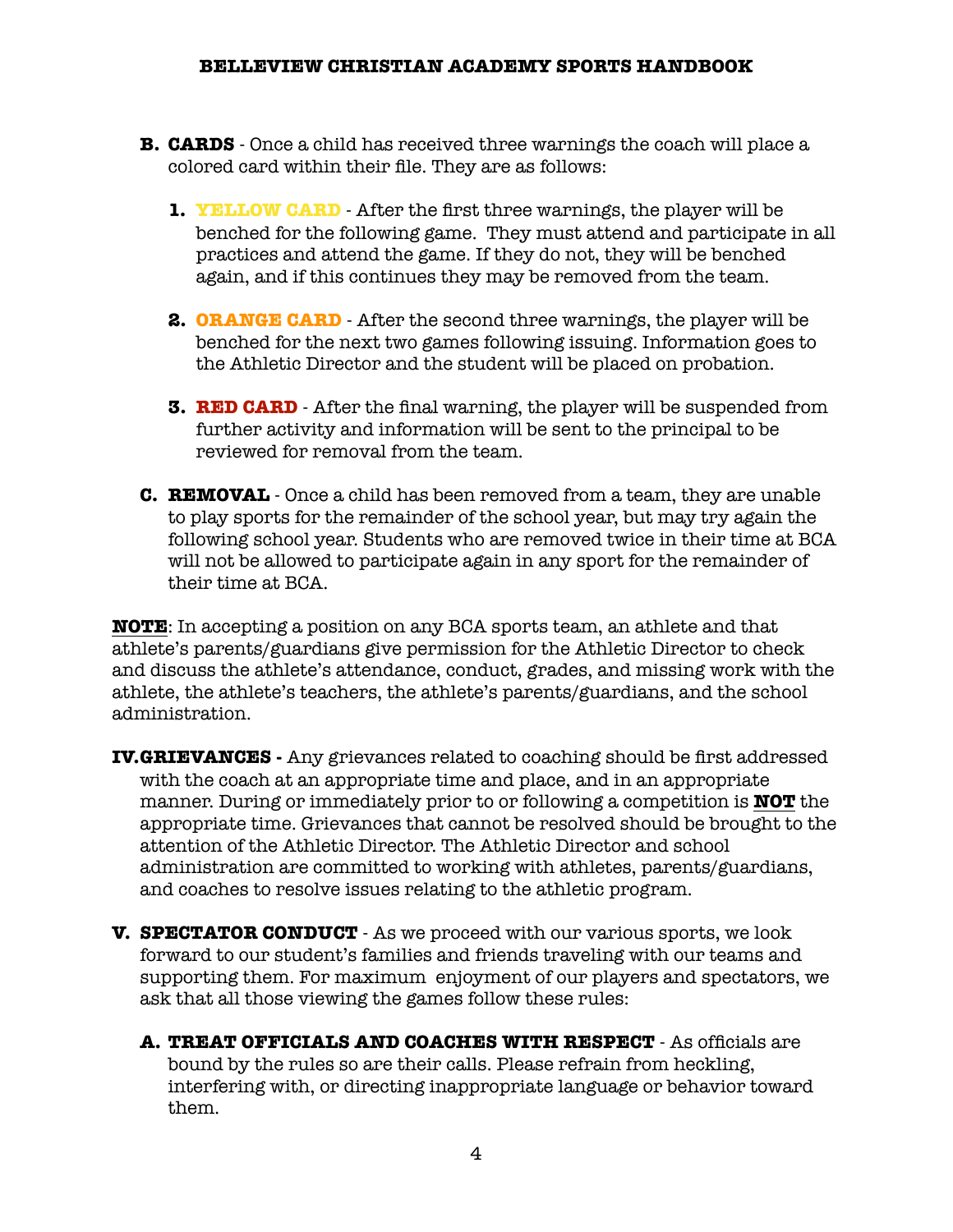**B. CARDS** - Once a child has received three warnings the coach will place a colored card within their file. They are as follows:

1. **YELLOW CARD** - After the first three warnings, the player will be benched for the following game. They must attend and participate in all practices and attend the game. If they do not, they will be benched again, and if this continues they may be removed from the team.

2. **ORANGE CARD** - After the second three warnings, the player will be benched for the next two games following issuing. Information goes to the Athletic Director and the student will be placed on probation.

3. **RED CARD** - After the final warning, the player will be suspended from further activity and information will be sent to the principal to be reviewed for removal from the team.

**C. REMOVAL** - Once a child has been removed from a team, they are unable to play sports for the remainder of the school year, but may try again the following school year. Students who are removed twice in their time at BCA will not be allowed to participate again in any sport for the remainder of their time at BCA.

**NOTE**: In accepting a position on any BCA sports team, an athlete and that athlete's parents/guardians give permission for the Athletic Director to check and discuss the athlete's attendance, conduct, grades, and missing work with the athlete, the athlete's teachers, the athlete's parents/guardians, and the school administration.

**IV. GRIEVANCES -** Any grievances related to coaching should be first addressed with the coach at an appropriate time and place, and in an appropriate manner. During or immediately prior to or following a competition is **NOT** the appropriate time. Grievances that cannot be resolved should be brought to the attention of the Athletic Director. The Athletic Director and school administration are committed to working with athletes, parents/guardians, and coaches to resolve issues relating to the athletic program.

**V. SPECTATOR CONDUCT** - As we proceed with our various sports, we look forward to our student's families and friends traveling with our teams and supporting them. For maximum enjoyment of our players and spectators, we ask that all those viewing the games follow these rules:

**A. TREAT OFFICIALS AND COACHES WITH RESPECT** - As officials are bound by the rules so are their calls. Please refrain from heckling, interfering with, or directing inappropriate language or behavior toward them.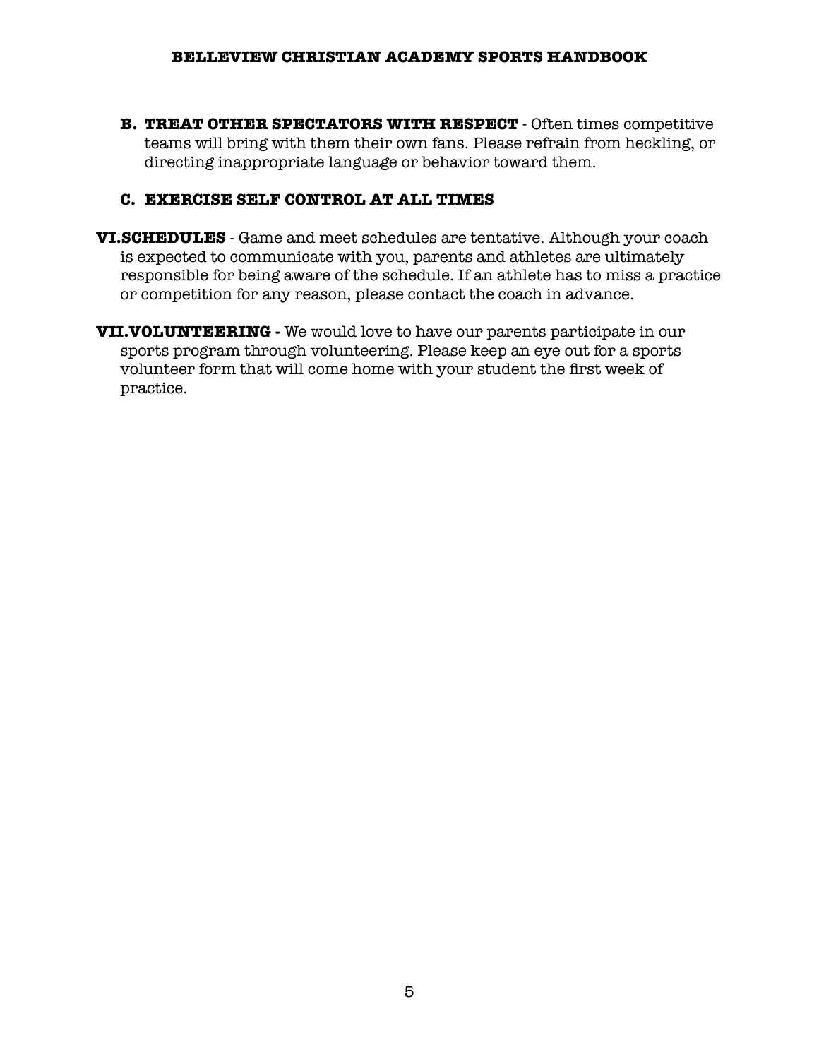**B. TREAT OTHER SPECTATORS WITH RESPECT** - Often times competitive teams will bring with them their own fans. Please refrain from heckling, or directing inappropriate language or behavior toward them.

**C. EXERCISE SELF CONTROL AT ALL TIMES**

**VI. SCHEDULES** - Game and meet schedules are tentative. Although your coach is expected to communicate with you, parents and athletes are ultimately responsible for being aware of the schedule. If an athlete has to miss a practice or competition for any reason, please contact the coach in advance.

**VII. VOLUNTEERING -** We would love to have our parents participate in our sports program through volunteering. Please keep an eye out for a sports volunteer form that will come home with your student the first week of practice.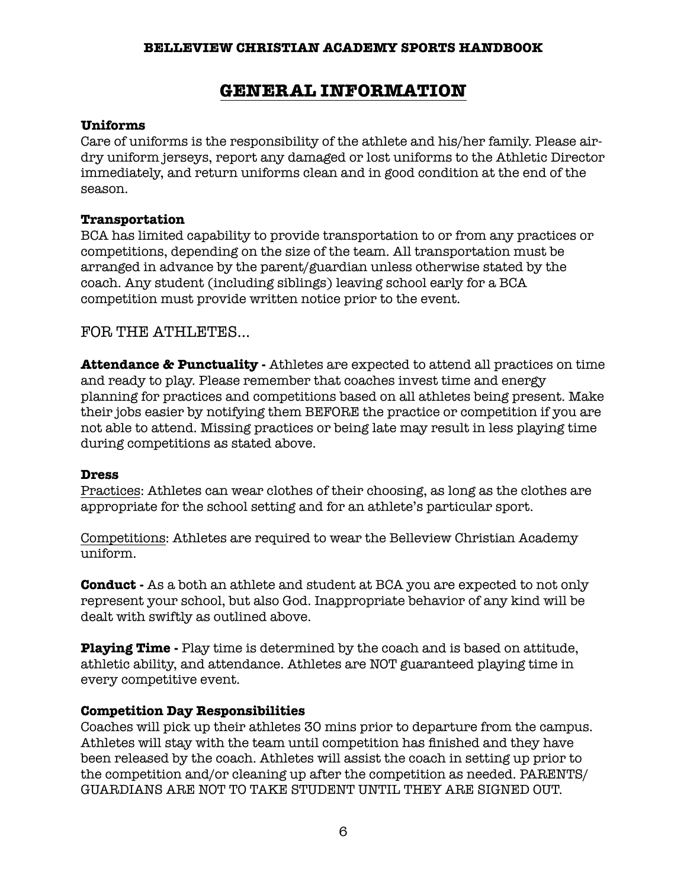# GENERAL INFORMATION

**Uniforms**
Care of uniforms is the responsibility of the athlete and his/her family. Please air-dry uniform jerseys, report any damaged or lost uniforms to the Athletic Director immediately, and return uniforms clean and in good condition at the end of the season.

**Transportation**
BCA has limited capability to provide transportation to or from any practices or competitions, depending on the size of the team. All transportation must be arranged in advance by the parent/guardian unless otherwise stated by the coach. Any student (including siblings) leaving school early for a BCA competition must provide written notice prior to the event.

## FOR THE ATHLETES...

**Attendance & Punctuality -** Athletes are expected to attend all practices on time and ready to play. Please remember that coaches invest time and energy planning for practices and competitions based on all athletes being present. Make their jobs easier by notifying them BEFORE the practice or competition if you are not able to attend. Missing practices or being late may result in less playing time during competitions as stated above.

**Dress**
Practices: Athletes can wear clothes of their choosing, as long as the clothes are appropriate for the school setting and for an athlete's particular sport.

Competitions: Athletes are required to wear the Belleview Christian Academy uniform.

**Conduct -** As a both an athlete and student at BCA you are expected to not only represent your school, but also God. Inappropriate behavior of any kind will be dealt with swiftly as outlined above.

**Playing Time -** Play time is determined by the coach and is based on attitude, athletic ability, and attendance. Athletes are NOT guaranteed playing time in every competitive event.

**Competition Day Responsibilities**
Coaches will pick up their athletes 30 mins prior to departure from the campus. Athletes will stay with the team until competition has finished and they have been released by the coach. Athletes will assist the coach in setting up prior to the competition and/or cleaning up after the competition as needed. PARENTS/GUARDIANS ARE NOT TO TAKE STUDENT UNTIL THEY ARE SIGNED OUT.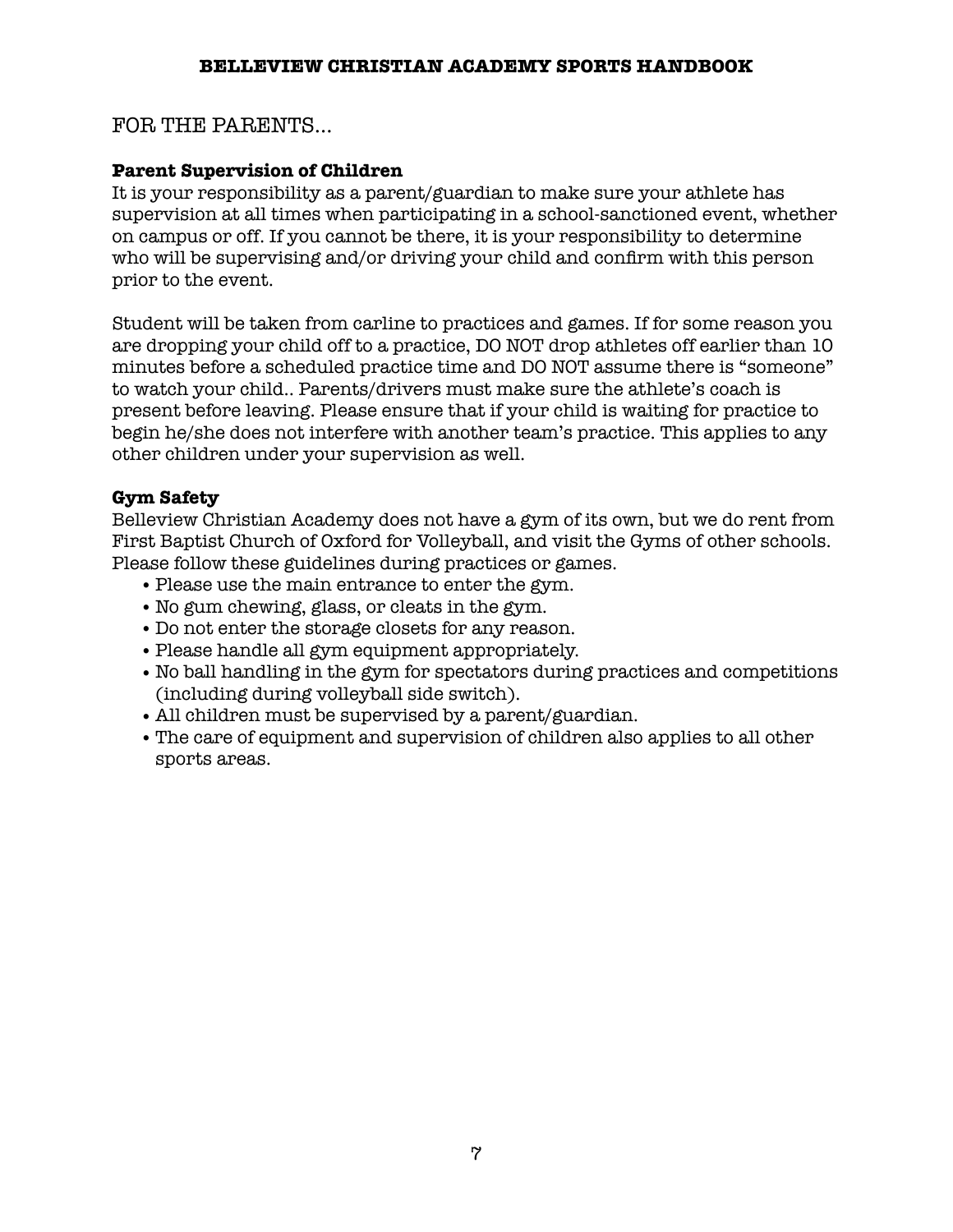## FOR THE PARENTS…

### Parent Supervision of Children

It is your responsibility as a parent/guardian to make sure your athlete has supervision at all times when participating in a school-sanctioned event, whether on campus or off. If you cannot be there, it is your responsibility to determine who will be supervising and/or driving your child and confirm with this person prior to the event.

Student will be taken from carline to practices and games. If for some reason you are dropping your child off to a practice, DO NOT drop athletes off earlier than 10 minutes before a scheduled practice time and DO NOT assume there is "someone" to watch your child.. Parents/drivers must make sure the athlete's coach is present before leaving. Please ensure that if your child is waiting for practice to begin he/she does not interfere with another team's practice. This applies to any other children under your supervision as well.

### Gym Safety

Belleview Christian Academy does not have a gym of its own, but we do rent from First Baptist Church of Oxford for Volleyball, and visit the Gyms of other schools. Please follow these guidelines during practices or games.

- Please use the main entrance to enter the gym.
- No gum chewing, glass, or cleats in the gym.
- Do not enter the storage closets for any reason.
- Please handle all gym equipment appropriately.
- No ball handling in the gym for spectators during practices and competitions (including during volleyball side switch).
- All children must be supervised by a parent/guardian.
- The care of equipment and supervision of children also applies to all other sports areas.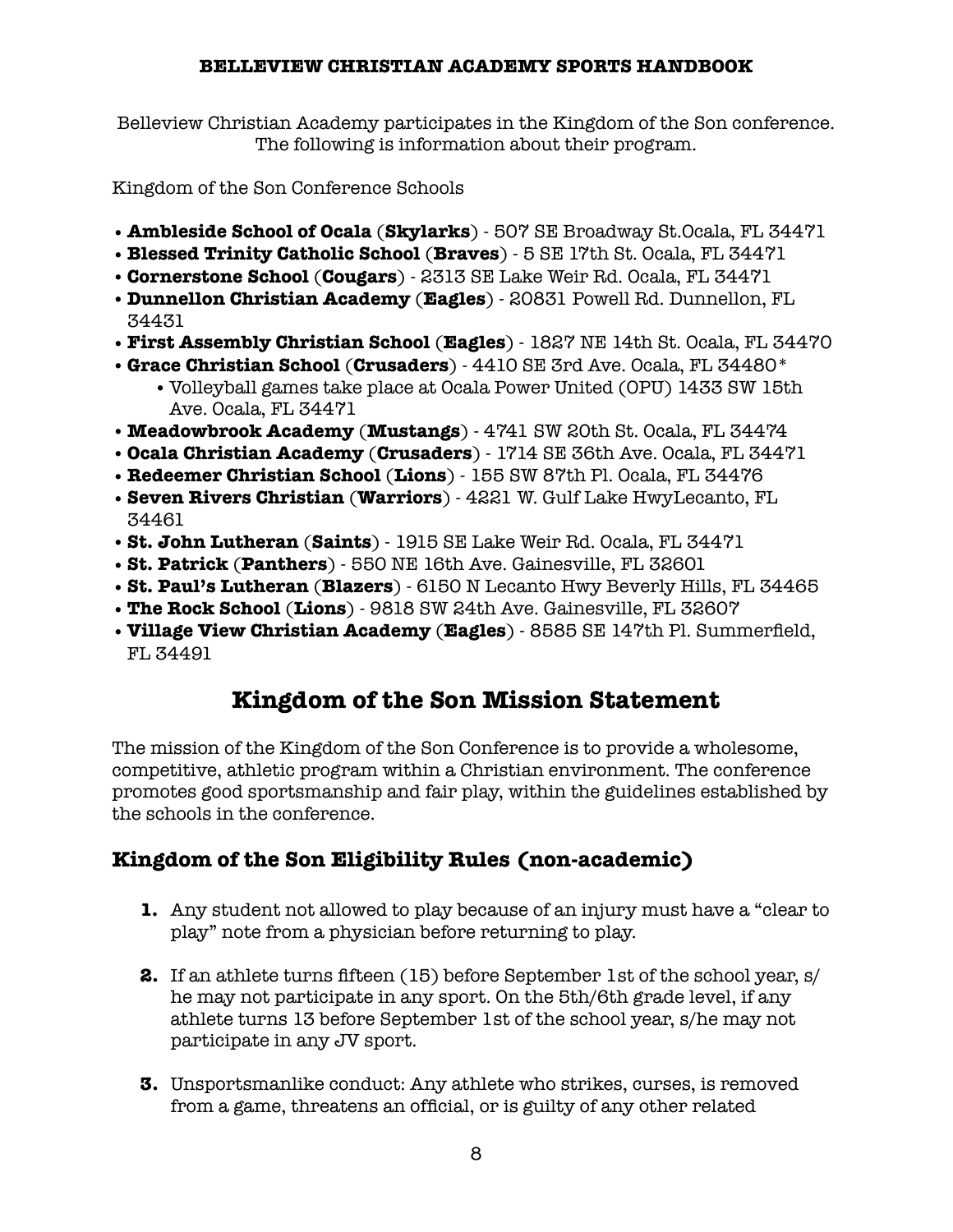**BELLEVIEW CHRISTIAN ACADEMY SPORTS HANDBOOK**

Belleview Christian Academy participates in the Kingdom of the Son conference. The following is information about their program.

Kingdom of the Son Conference Schools

- **Ambleside School of Ocala** (**Skylarks**) - 507 SE Broadway St.Ocala, FL 34471
- **Blessed Trinity Catholic School** (**Braves**) - 5 SE 17th St. Ocala, FL 34471
- **Cornerstone School** (**Cougars**) - 2313 SE Lake Weir Rd. Ocala, FL 34471
- **Dunnellon Christian Academy** (**Eagles**) - 20831 Powell Rd. Dunnellon, FL 34431
- **First Assembly Christian School** (**Eagles**) - 1827 NE 14th St. Ocala, FL 34470
- **Grace Christian School** (**Crusaders**) - 4410 SE 3rd Ave. Ocala, FL 34480*
  - Volleyball games take place at Ocala Power United (OPU) 1433 SW 15th Ave. Ocala, FL 34471
- **Meadowbrook Academy** (**Mustangs**) - 4741 SW 20th St. Ocala, FL 34474
- **Ocala Christian Academy** (**Crusaders**) - 1714 SE 36th Ave. Ocala, FL 34471
- **Redeemer Christian School** (**Lions**) - 155 SW 87th Pl. Ocala, FL 34476
- **Seven Rivers Christian** (**Warriors**) - 4221 W. Gulf Lake HwyLecanto, FL 34461
- **St. John Lutheran** (**Saints**) - 1915 SE Lake Weir Rd. Ocala, FL 34471
- **St. Patrick** (**Panthers**) - 550 NE 16th Ave. Gainesville, FL 32601
- **St. Paul's Lutheran** (**Blazers**) - 6150 N Lecanto Hwy Beverly Hills, FL 34465
- **The Rock School** (**Lions**) - 9818 SW 24th Ave. Gainesville, FL 32607
- **Village View Christian Academy** (**Eagles**) - 8585 SE 147th Pl. Summerfield, FL 34491

## Kingdom of the Son Mission Statement

The mission of the Kingdom of the Son Conference is to provide a wholesome, competitive, athletic program within a Christian environment. The conference promotes good sportsmanship and fair play, within the guidelines established by the schools in the conference.

### Kingdom of the Son Eligibility Rules (non-academic)

1. Any student not allowed to play because of an injury must have a "clear to play" note from a physician before returning to play.

2. If an athlete turns fifteen (15) before September 1st of the school year, s/he may not participate in any sport. On the 5th/6th grade level, if any athlete turns 13 before September 1st of the school year, s/he may not participate in any JV sport.

3. Unsportsmanlike conduct: Any athlete who strikes, curses, is removed from a game, threatens an official, or is guilty of any other related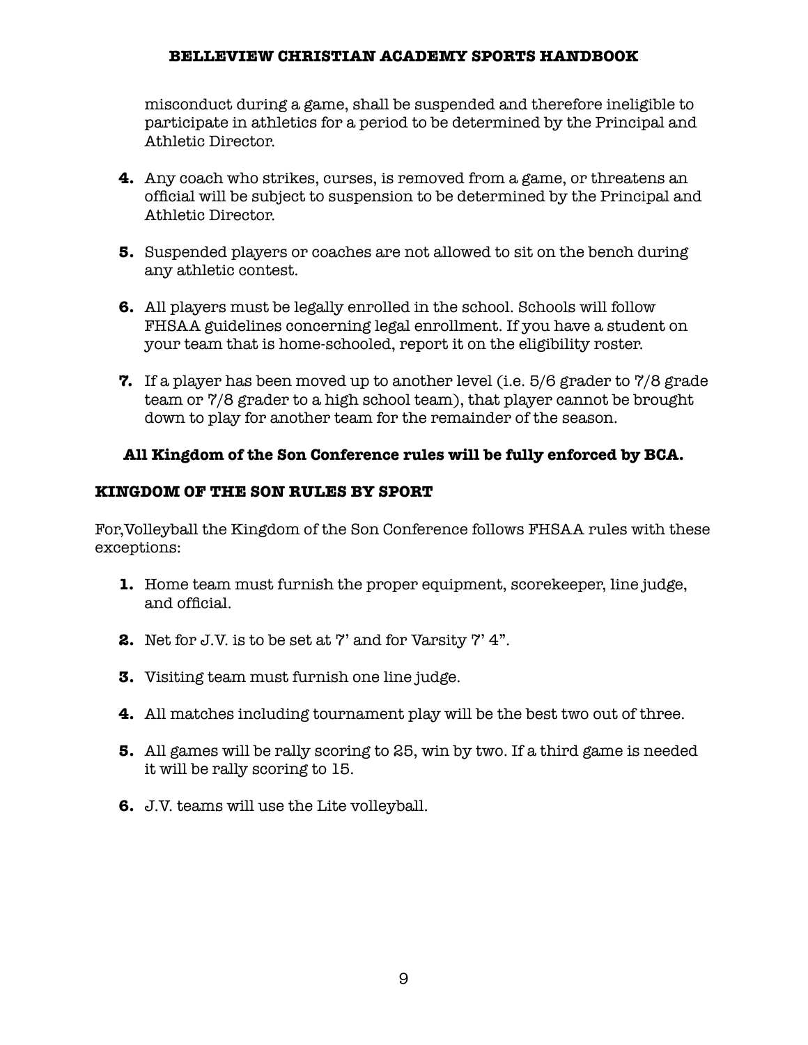misconduct during a game, shall be suspended and therefore ineligible to participate in athletics for a period to be determined by the Principal and Athletic Director.

4. Any coach who strikes, curses, is removed from a game, or threatens an official will be subject to suspension to be determined by the Principal and Athletic Director.

5. Suspended players or coaches are not allowed to sit on the bench during any athletic contest.

6. All players must be legally enrolled in the school. Schools will follow FHSAA guidelines concerning legal enrollment. If you have a student on your team that is home-schooled, report it on the eligibility roster.

7. If a player has been moved up to another level (i.e. 5/6 grader to 7/8 grade team or 7/8 grader to a high school team), that player cannot be brought down to play for another team for the remainder of the season.

**All Kingdom of the Son Conference rules will be fully enforced by BCA.**

## KINGDOM OF THE SON RULES BY SPORT

For,Volleyball the Kingdom of the Son Conference follows FHSAA rules with these exceptions:

1. Home team must furnish the proper equipment, scorekeeper, line judge, and official.

2. Net for J.V. is to be set at 7' and for Varsity 7' 4".

3. Visiting team must furnish one line judge.

4. All matches including tournament play will be the best two out of three.

5. All games will be rally scoring to 25, win by two. If a third game is needed it will be rally scoring to 15.

6. J.V. teams will use the Lite volleyball.